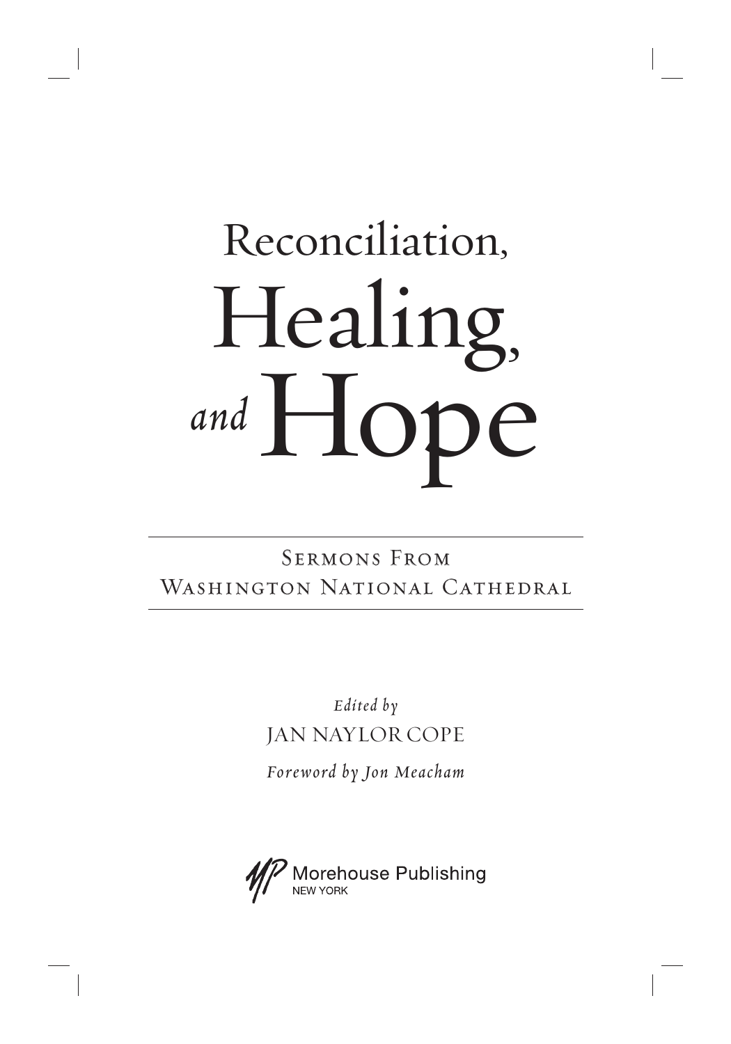# Reconciliation, Healing, and Hope

## Sermons From Washington National Cathedral

*Edited by*

JAN NAYLOR COPE

*Foreword by Jon Meacham*

Morehouse Publishing
NEW YORK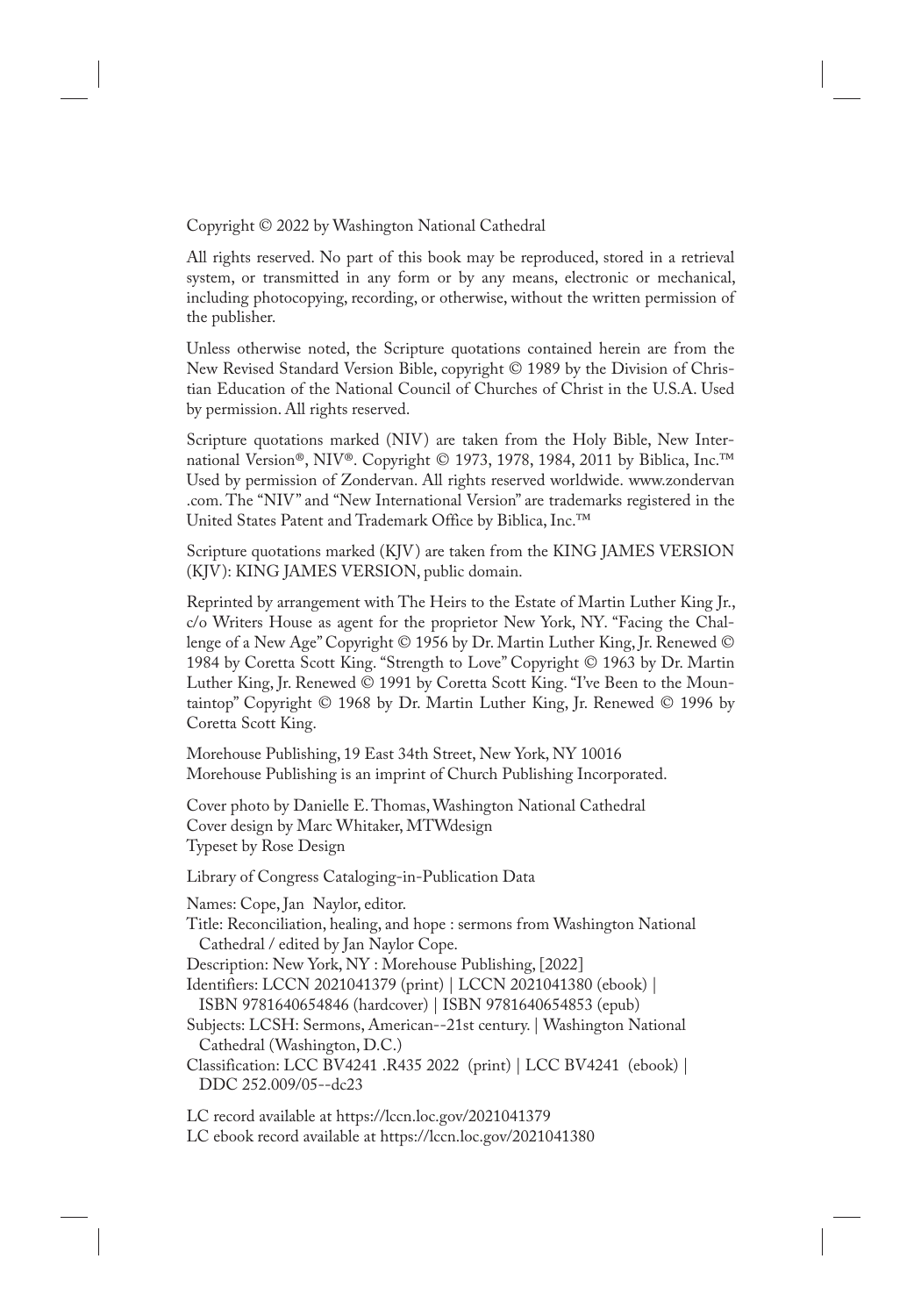Copyright © 2022 by Washington National Cathedral

All rights reserved. No part of this book may be reproduced, stored in a retrieval system, or transmitted in any form or by any means, electronic or mechanical, including photocopying, recording, or otherwise, without the written permission of the publisher.

Unless otherwise noted, the Scripture quotations contained herein are from the New Revised Standard Version Bible, copyright © 1989 by the Division of Christian Education of the National Council of Churches of Christ in the U.S.A. Used by permission. All rights reserved.

Scripture quotations marked (NIV) are taken from the Holy Bible, New International Version®, NIV®. Copyright © 1973, 1978, 1984, 2011 by Biblica, Inc.™ Used by permission of Zondervan. All rights reserved worldwide. www.zondervan.com. The "NIV" and "New International Version" are trademarks registered in the United States Patent and Trademark Office by Biblica, Inc.™

Scripture quotations marked (KJV) are taken from the KING JAMES VERSION (KJV): KING JAMES VERSION, public domain.

Reprinted by arrangement with The Heirs to the Estate of Martin Luther King Jr., c/o Writers House as agent for the proprietor New York, NY. "Facing the Challenge of a New Age" Copyright © 1956 by Dr. Martin Luther King, Jr. Renewed © 1984 by Coretta Scott King. "Strength to Love" Copyright © 1963 by Dr. Martin Luther King, Jr. Renewed © 1991 by Coretta Scott King. "I've Been to the Mountaintop" Copyright © 1968 by Dr. Martin Luther King, Jr. Renewed © 1996 by Coretta Scott King.

Morehouse Publishing, 19 East 34th Street, New York, NY 10016
Morehouse Publishing is an imprint of Church Publishing Incorporated.

Cover photo by Danielle E. Thomas, Washington National Cathedral
Cover design by Marc Whitaker, MTWdesign
Typeset by Rose Design

Library of Congress Cataloging-in-Publication Data

Names: Cope, Jan Naylor, editor.
Title: Reconciliation, healing, and hope : sermons from Washington National Cathedral / edited by Jan Naylor Cope.
Description: New York, NY : Morehouse Publishing, [2022]
Identifiers: LCCN 2021041379 (print) | LCCN 2021041380 (ebook) | ISBN 9781640654846 (hardcover) | ISBN 9781640654853 (epub)
Subjects: LCSH: Sermons, American--21st century. | Washington National Cathedral (Washington, D.C.)
Classification: LCC BV4241 .R435 2022 (print) | LCC BV4241 (ebook) | DDC 252.009/05--dc23

LC record available at https://lccn.loc.gov/2021041379
LC ebook record available at https://lccn.loc.gov/2021041380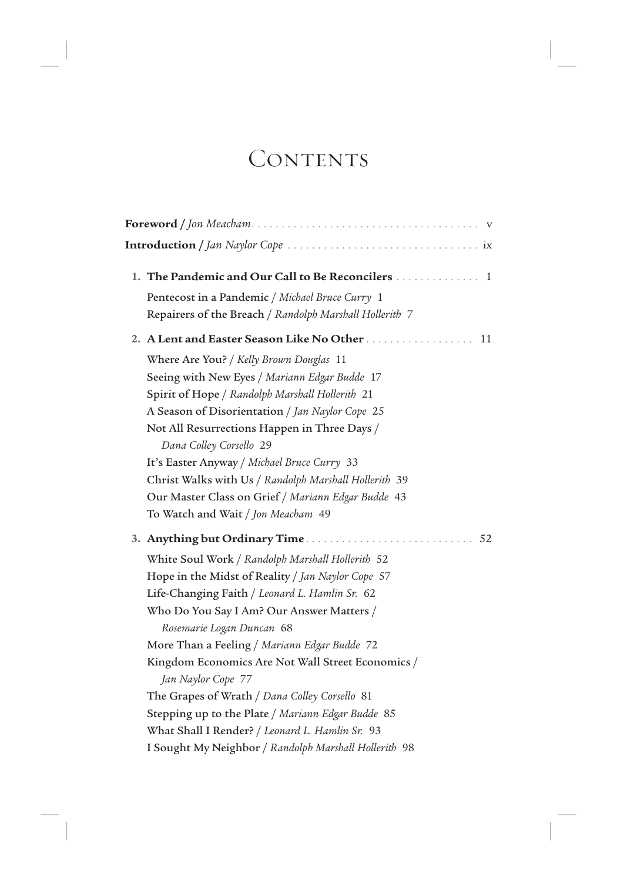# Contents

**Foreword /** *Jon Meacham* . . . . . . . . . . . . . . . . . . . . . . . . . . . . . . . . . . . . . v

**Introduction /** *Jan Naylor Cope* . . . . . . . . . . . . . . . . . . . . . . . . . . . . . . . . ix

1. **The Pandemic and Our Call to Be Reconcilers** . . . . . . . . . . . . . . 1

   Pentecost in a Pandemic / *Michael Bruce Curry* 1
   Repairers of the Breach / *Randolph Marshall Hollerith* 7

2. **A Lent and Easter Season Like No Other** . . . . . . . . . . . . . . . . . . 11

   Where Are You? / *Kelly Brown Douglas* 11
   Seeing with New Eyes / *Mariann Edgar Budde* 17
   Spirit of Hope / *Randolph Marshall Hollerith* 21
   A Season of Disorientation / *Jan Naylor Cope* 25
   Not All Resurrections Happen in Three Days / *Dana Colley Corsello* 29
   It's Easter Anyway / *Michael Bruce Curry* 33
   Christ Walks with Us / *Randolph Marshall Hollerith* 39
   Our Master Class on Grief / *Mariann Edgar Budde* 43
   To Watch and Wait / *Jon Meacham* 49

3. **Anything but Ordinary Time** . . . . . . . . . . . . . . . . . . . . . . . . . . . 52

   White Soul Work / *Randolph Marshall Hollerith* 52
   Hope in the Midst of Reality / *Jan Naylor Cope* 57
   Life-Changing Faith / *Leonard L. Hamlin Sr.* 62
   Who Do You Say I Am? Our Answer Matters / *Rosemarie Logan Duncan* 68
   More Than a Feeling / *Mariann Edgar Budde* 72
   Kingdom Economics Are Not Wall Street Economics / *Jan Naylor Cope* 77
   The Grapes of Wrath / *Dana Colley Corsello* 81
   Stepping up to the Plate / *Mariann Edgar Budde* 85
   What Shall I Render? / *Leonard L. Hamlin Sr.* 93
   I Sought My Neighbor / *Randolph Marshall Hollerith* 98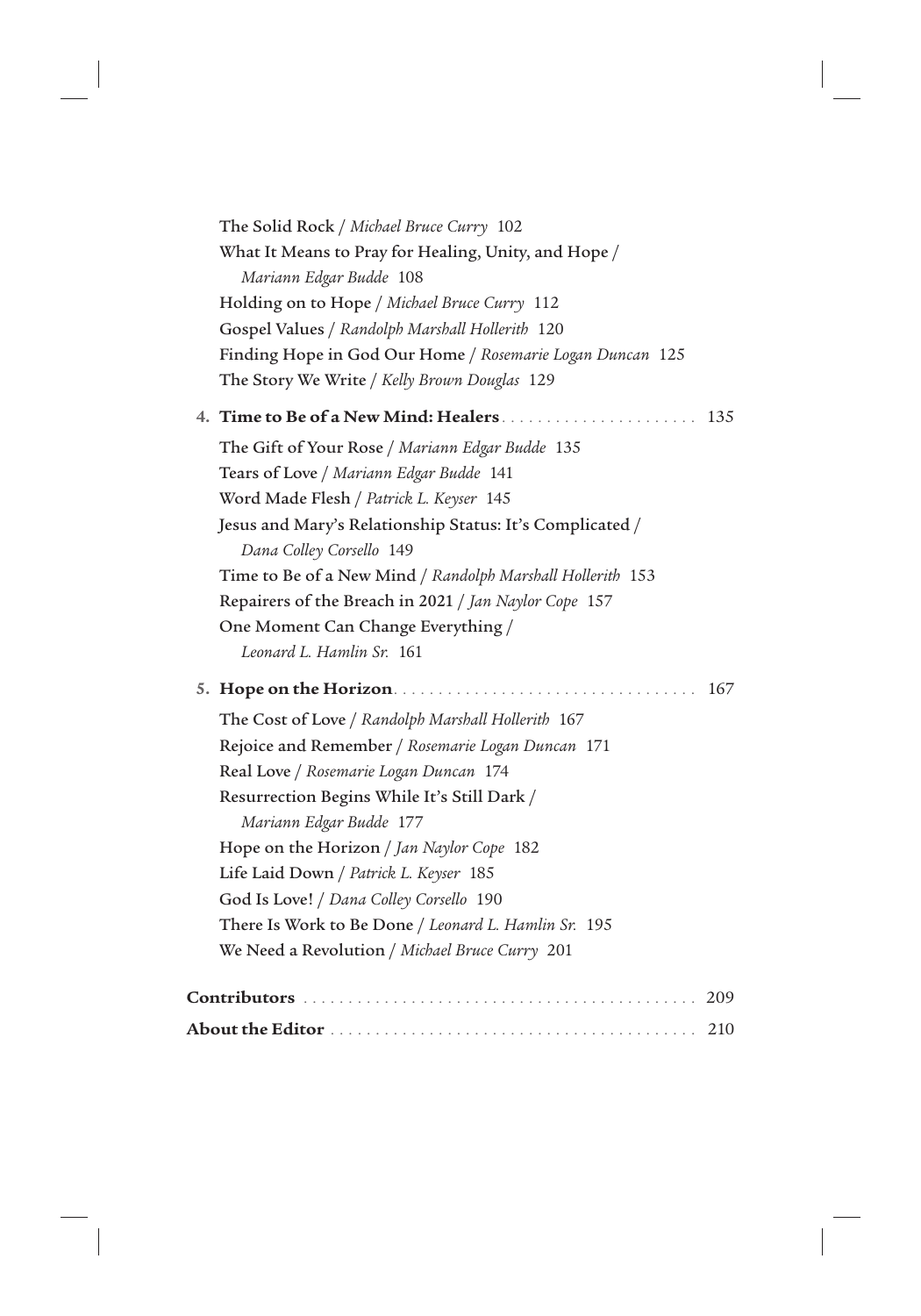The Solid Rock / *Michael Bruce Curry* 102

What It Means to Pray for Healing, Unity, and Hope / *Mariann Edgar Budde* 108

Holding on to Hope / *Michael Bruce Curry* 112

Gospel Values / *Randolph Marshall Hollerith* 120

Finding Hope in God Our Home / *Rosemarie Logan Duncan* 125

The Story We Write / *Kelly Brown Douglas* 129

**4. Time to Be of a New Mind: Healers** . . . . . . . . . . . . . . . . . . . . . . 135

The Gift of Your Rose / *Mariann Edgar Budde* 135

Tears of Love / *Mariann Edgar Budde* 141

Word Made Flesh / *Patrick L. Keyser* 145

Jesus and Mary's Relationship Status: It's Complicated / *Dana Colley Corsello* 149

Time to Be of a New Mind / *Randolph Marshall Hollerith* 153

Repairers of the Breach in 2021 / *Jan Naylor Cope* 157

One Moment Can Change Everything / *Leonard L. Hamlin Sr.* 161

**5. Hope on the Horizon** . . . . . . . . . . . . . . . . . . . . . . . . . . . . . . . . . . 167

The Cost of Love / *Randolph Marshall Hollerith* 167

Rejoice and Remember / *Rosemarie Logan Duncan* 171

Real Love / *Rosemarie Logan Duncan* 174

Resurrection Begins While It's Still Dark / *Mariann Edgar Budde* 177

Hope on the Horizon / *Jan Naylor Cope* 182

Life Laid Down / *Patrick L. Keyser* 185

God Is Love! / *Dana Colley Corsello* 190

There Is Work to Be Done / *Leonard L. Hamlin Sr.* 195

We Need a Revolution / *Michael Bruce Curry* 201

**Contributors** . . . . . . . . . . . . . . . . . . . . . . . . . . . . . . . . . . . . . . . . . . . . 209

**About the Editor** . . . . . . . . . . . . . . . . . . . . . . . . . . . . . . . . . . . . . . . . . 210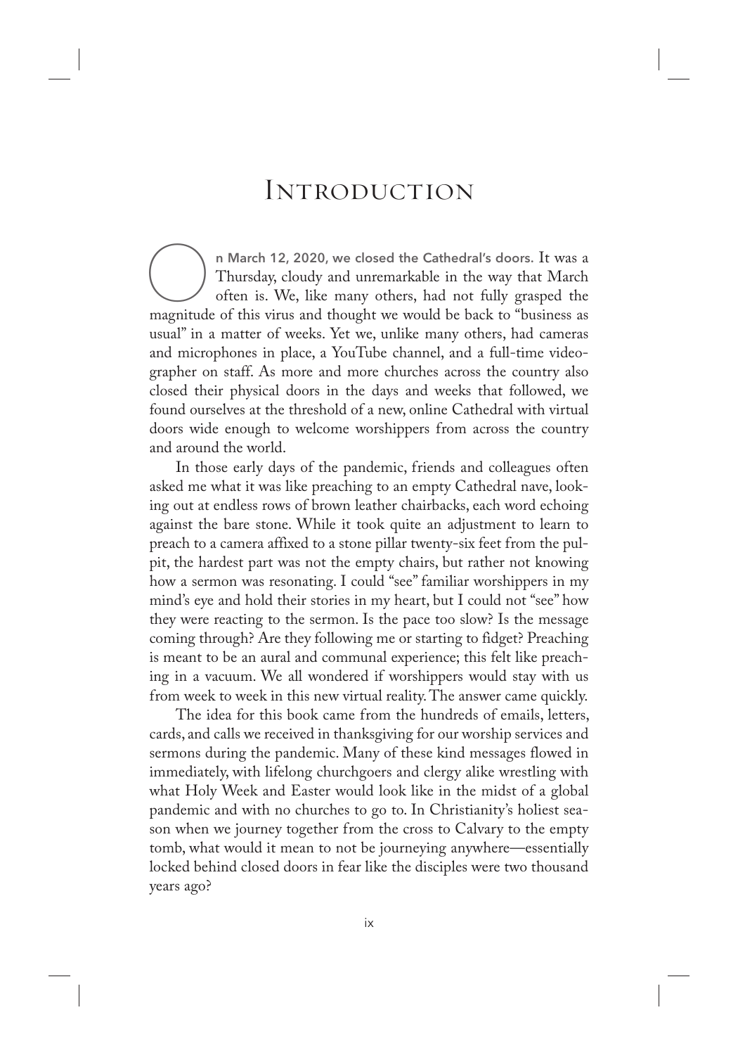# Introduction

On March 12, 2020, we closed the Cathedral's doors. It was a Thursday, cloudy and unremarkable in the way that March often is. We, like many others, had not fully grasped the magnitude of this virus and thought we would be back to "business as usual" in a matter of weeks. Yet we, unlike many others, had cameras and microphones in place, a YouTube channel, and a full-time videographer on staff. As more and more churches across the country also closed their physical doors in the days and weeks that followed, we found ourselves at the threshold of a new, online Cathedral with virtual doors wide enough to welcome worshippers from across the country and around the world.

In those early days of the pandemic, friends and colleagues often asked me what it was like preaching to an empty Cathedral nave, looking out at endless rows of brown leather chairbacks, each word echoing against the bare stone. While it took quite an adjustment to learn to preach to a camera affixed to a stone pillar twenty-six feet from the pulpit, the hardest part was not the empty chairs, but rather not knowing how a sermon was resonating. I could "see" familiar worshippers in my mind's eye and hold their stories in my heart, but I could not "see" how they were reacting to the sermon. Is the pace too slow? Is the message coming through? Are they following me or starting to fidget? Preaching is meant to be an aural and communal experience; this felt like preaching in a vacuum. We all wondered if worshippers would stay with us from week to week in this new virtual reality. The answer came quickly.

The idea for this book came from the hundreds of emails, letters, cards, and calls we received in thanksgiving for our worship services and sermons during the pandemic. Many of these kind messages flowed in immediately, with lifelong churchgoers and clergy alike wrestling with what Holy Week and Easter would look like in the midst of a global pandemic and with no churches to go to. In Christianity's holiest season when we journey together from the cross to Calvary to the empty tomb, what would it mean to not be journeying anywhere—essentially locked behind closed doors in fear like the disciples were two thousand years ago?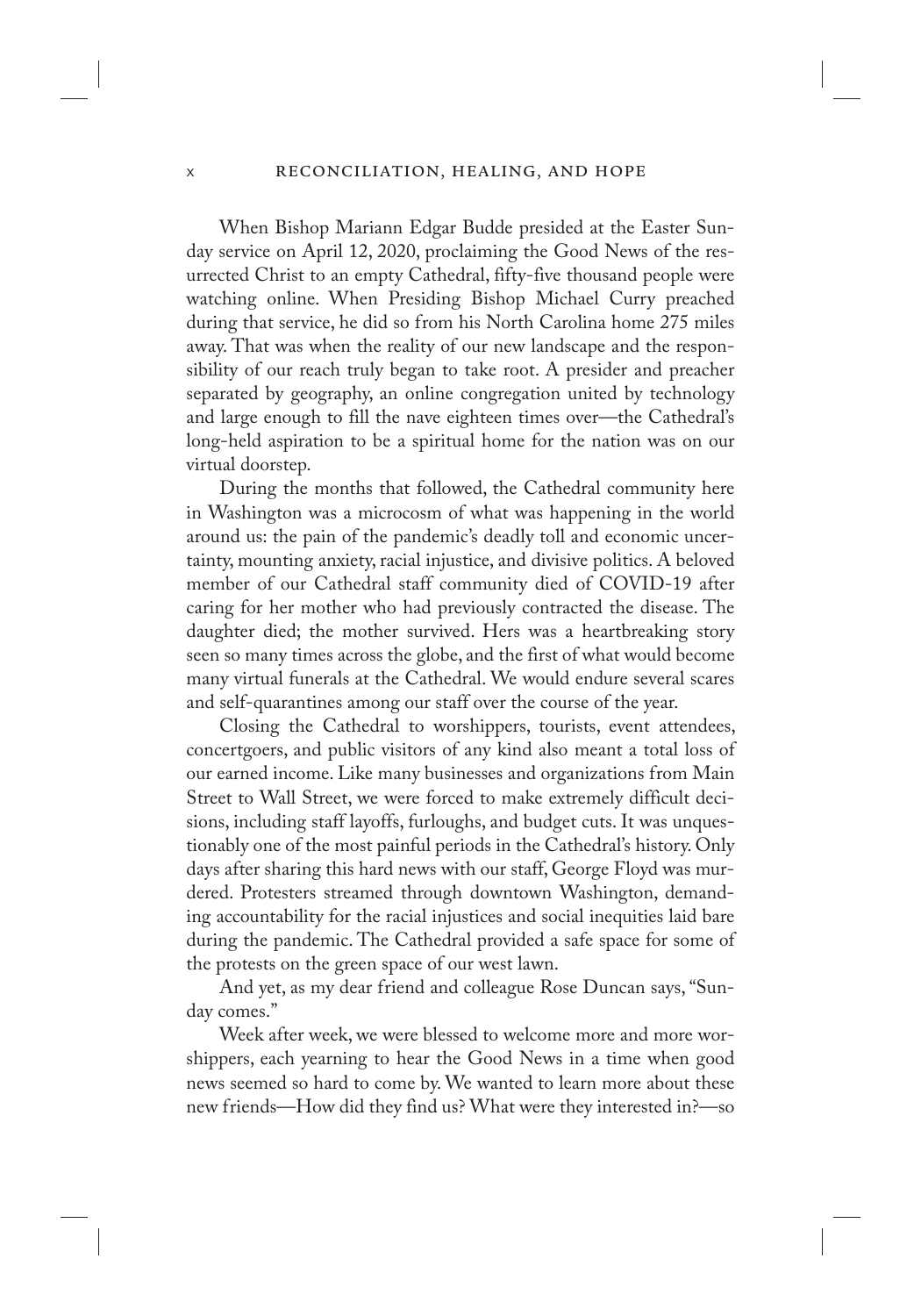When Bishop Mariann Edgar Budde presided at the Easter Sunday service on April 12, 2020, proclaiming the Good News of the resurrected Christ to an empty Cathedral, fifty-five thousand people were watching online. When Presiding Bishop Michael Curry preached during that service, he did so from his North Carolina home 275 miles away. That was when the reality of our new landscape and the responsibility of our reach truly began to take root. A presider and preacher separated by geography, an online congregation united by technology and large enough to fill the nave eighteen times over—the Cathedral's long-held aspiration to be a spiritual home for the nation was on our virtual doorstep.

During the months that followed, the Cathedral community here in Washington was a microcosm of what was happening in the world around us: the pain of the pandemic's deadly toll and economic uncertainty, mounting anxiety, racial injustice, and divisive politics. A beloved member of our Cathedral staff community died of COVID-19 after caring for her mother who had previously contracted the disease. The daughter died; the mother survived. Hers was a heartbreaking story seen so many times across the globe, and the first of what would become many virtual funerals at the Cathedral. We would endure several scares and self-quarantines among our staff over the course of the year.

Closing the Cathedral to worshippers, tourists, event attendees, concertgoers, and public visitors of any kind also meant a total loss of our earned income. Like many businesses and organizations from Main Street to Wall Street, we were forced to make extremely difficult decisions, including staff layoffs, furloughs, and budget cuts. It was unquestionably one of the most painful periods in the Cathedral's history. Only days after sharing this hard news with our staff, George Floyd was murdered. Protesters streamed through downtown Washington, demanding accountability for the racial injustices and social inequities laid bare during the pandemic. The Cathedral provided a safe space for some of the protests on the green space of our west lawn.

And yet, as my dear friend and colleague Rose Duncan says, "Sunday comes."

Week after week, we were blessed to welcome more and more worshippers, each yearning to hear the Good News in a time when good news seemed so hard to come by. We wanted to learn more about these new friends—How did they find us? What were they interested in?—so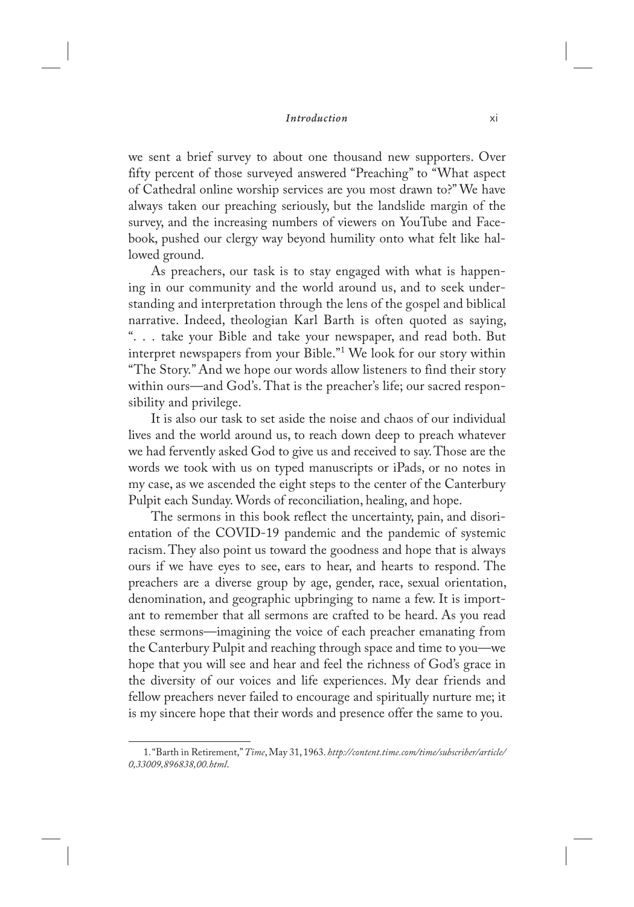we sent a brief survey to about one thousand new supporters. Over fifty percent of those surveyed answered "Preaching" to "What aspect of Cathedral online worship services are you most drawn to?" We have always taken our preaching seriously, but the landslide margin of the survey, and the increasing numbers of viewers on YouTube and Facebook, pushed our clergy way beyond humility onto what felt like hallowed ground.

As preachers, our task is to stay engaged with what is happening in our community and the world around us, and to seek understanding and interpretation through the lens of the gospel and biblical narrative. Indeed, theologian Karl Barth is often quoted as saying, ". . . take your Bible and take your newspaper, and read both. But interpret newspapers from your Bible."[1] We look for our story within "The Story." And we hope our words allow listeners to find their story within ours—and God's. That is the preacher's life; our sacred responsibility and privilege.

It is also our task to set aside the noise and chaos of our individual lives and the world around us, to reach down deep to preach whatever we had fervently asked God to give us and received to say. Those are the words we took with us on typed manuscripts or iPads, or no notes in my case, as we ascended the eight steps to the center of the Canterbury Pulpit each Sunday. Words of reconciliation, healing, and hope.

The sermons in this book reflect the uncertainty, pain, and disorientation of the COVID-19 pandemic and the pandemic of systemic racism. They also point us toward the goodness and hope that is always ours if we have eyes to see, ears to hear, and hearts to respond. The preachers are a diverse group by age, gender, race, sexual orientation, denomination, and geographic upbringing to name a few. It is important to remember that all sermons are crafted to be heard. As you read these sermons—imagining the voice of each preacher emanating from the Canterbury Pulpit and reaching through space and time to you—we hope that you will see and hear and feel the richness of God's grace in the diversity of our voices and life experiences. My dear friends and fellow preachers never failed to encourage and spiritually nurture me; it is my sincere hope that their words and presence offer the same to you.

---

1. "Barth in Retirement," *Time*, May 31, 1963. *http://content.time.com/time/subscriber/article/0,33009,896838,00.html.*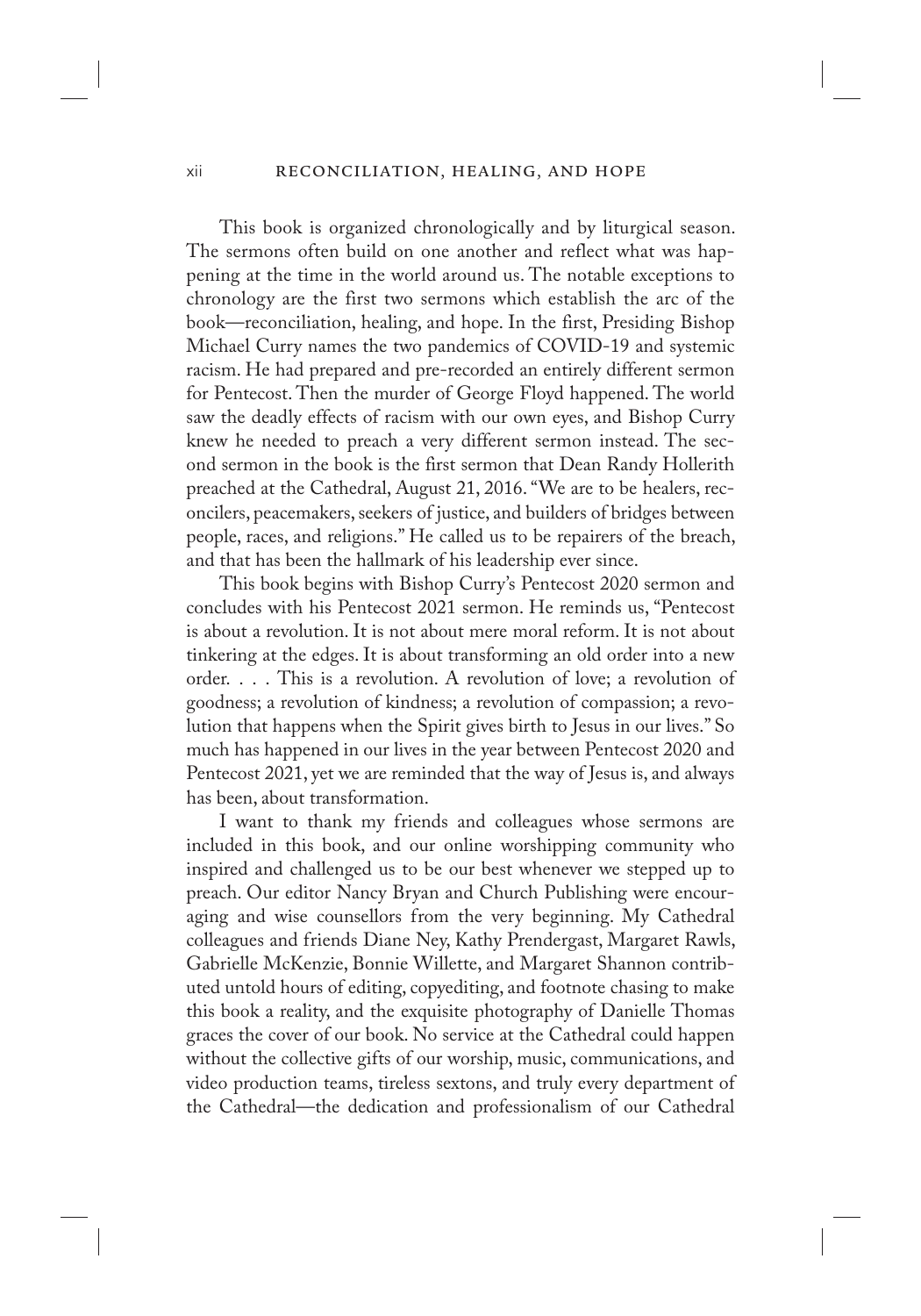This book is organized chronologically and by liturgical season. The sermons often build on one another and reflect what was happening at the time in the world around us. The notable exceptions to chronology are the first two sermons which establish the arc of the book—reconciliation, healing, and hope. In the first, Presiding Bishop Michael Curry names the two pandemics of COVID-19 and systemic racism. He had prepared and pre-recorded an entirely different sermon for Pentecost. Then the murder of George Floyd happened. The world saw the deadly effects of racism with our own eyes, and Bishop Curry knew he needed to preach a very different sermon instead. The second sermon in the book is the first sermon that Dean Randy Hollerith preached at the Cathedral, August 21, 2016. "We are to be healers, reconcilers, peacemakers, seekers of justice, and builders of bridges between people, races, and religions." He called us to be repairers of the breach, and that has been the hallmark of his leadership ever since.

This book begins with Bishop Curry's Pentecost 2020 sermon and concludes with his Pentecost 2021 sermon. He reminds us, "Pentecost is about a revolution. It is not about mere moral reform. It is not about tinkering at the edges. It is about transforming an old order into a new order. . . . This is a revolution. A revolution of love; a revolution of goodness; a revolution of kindness; a revolution of compassion; a revolution that happens when the Spirit gives birth to Jesus in our lives." So much has happened in our lives in the year between Pentecost 2020 and Pentecost 2021, yet we are reminded that the way of Jesus is, and always has been, about transformation.

I want to thank my friends and colleagues whose sermons are included in this book, and our online worshipping community who inspired and challenged us to be our best whenever we stepped up to preach. Our editor Nancy Bryan and Church Publishing were encouraging and wise counsellors from the very beginning. My Cathedral colleagues and friends Diane Ney, Kathy Prendergast, Margaret Rawls, Gabrielle McKenzie, Bonnie Willette, and Margaret Shannon contributed untold hours of editing, copyediting, and footnote chasing to make this book a reality, and the exquisite photography of Danielle Thomas graces the cover of our book. No service at the Cathedral could happen without the collective gifts of our worship, music, communications, and video production teams, tireless sextons, and truly every department of the Cathedral—the dedication and professionalism of our Cathedral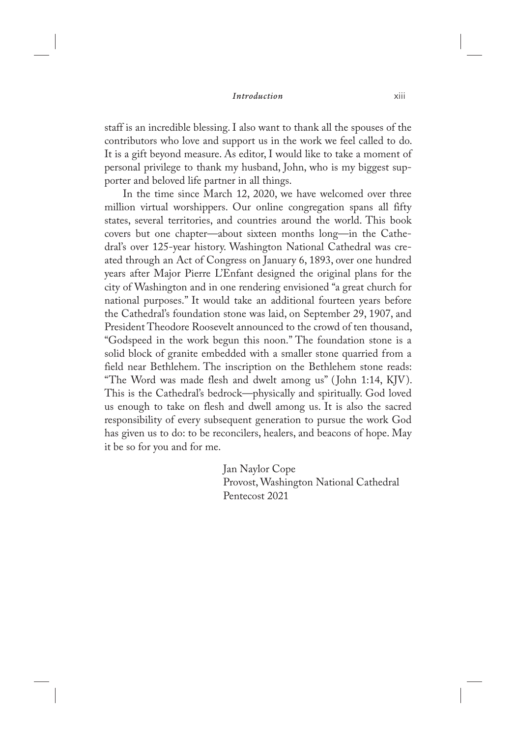staff is an incredible blessing. I also want to thank all the spouses of the contributors who love and support us in the work we feel called to do. It is a gift beyond measure. As editor, I would like to take a moment of personal privilege to thank my husband, John, who is my biggest supporter and beloved life partner in all things.

In the time since March 12, 2020, we have welcomed over three million virtual worshippers. Our online congregation spans all fifty states, several territories, and countries around the world. This book covers but one chapter—about sixteen months long—in the Cathedral's over 125-year history. Washington National Cathedral was created through an Act of Congress on January 6, 1893, over one hundred years after Major Pierre L'Enfant designed the original plans for the city of Washington and in one rendering envisioned "a great church for national purposes." It would take an additional fourteen years before the Cathedral's foundation stone was laid, on September 29, 1907, and President Theodore Roosevelt announced to the crowd of ten thousand, "Godspeed in the work begun this noon." The foundation stone is a solid block of granite embedded with a smaller stone quarried from a field near Bethlehem. The inscription on the Bethlehem stone reads: "The Word was made flesh and dwelt among us" (John 1:14, KJV). This is the Cathedral's bedrock—physically and spiritually. God loved us enough to take on flesh and dwell among us. It is also the sacred responsibility of every subsequent generation to pursue the work God has given us to do: to be reconcilers, healers, and beacons of hope. May it be so for you and for me.

Jan Naylor Cope
Provost, Washington National Cathedral
Pentecost 2021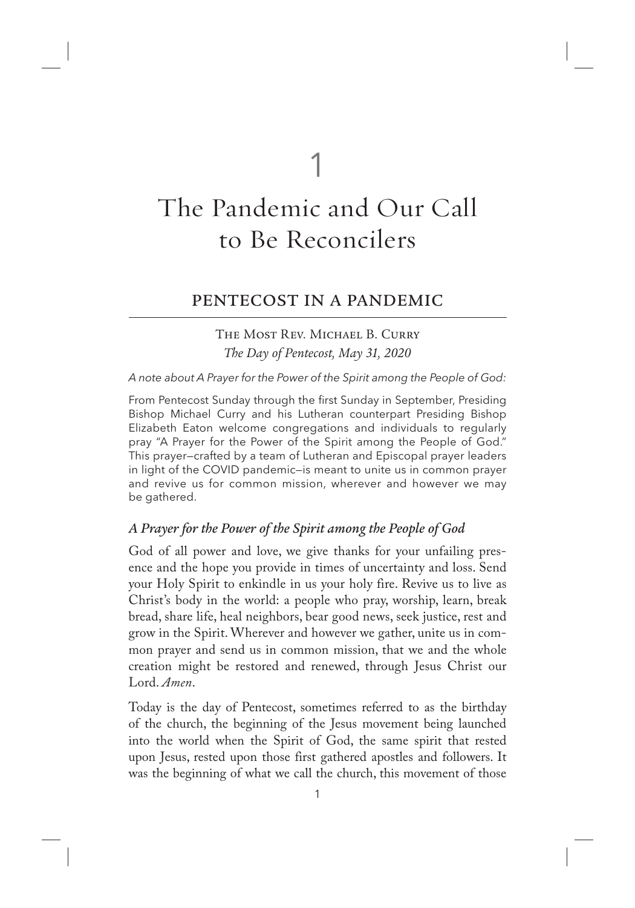# 1

# The Pandemic and Our Call to Be Reconcilers

## PENTECOST IN A PANDEMIC

The Most Rev. Michael B. Curry
*The Day of Pentecost, May 31, 2020*

*A note about A Prayer for the Power of the Spirit among the People of God:*

From Pentecost Sunday through the first Sunday in September, Presiding Bishop Michael Curry and his Lutheran counterpart Presiding Bishop Elizabeth Eaton welcome congregations and individuals to regularly pray "A Prayer for the Power of the Spirit among the People of God." This prayer—crafted by a team of Lutheran and Episcopal prayer leaders in light of the COVID pandemic—is meant to unite us in common prayer and revive us for common mission, wherever and however we may be gathered.

### *A Prayer for the Power of the Spirit among the People of God*

God of all power and love, we give thanks for your unfailing presence and the hope you provide in times of uncertainty and loss. Send your Holy Spirit to enkindle in us your holy fire. Revive us to live as Christ's body in the world: a people who pray, worship, learn, break bread, share life, heal neighbors, bear good news, seek justice, rest and grow in the Spirit. Wherever and however we gather, unite us in common prayer and send us in common mission, that we and the whole creation might be restored and renewed, through Jesus Christ our Lord. *Amen*.

Today is the day of Pentecost, sometimes referred to as the birthday of the church, the beginning of the Jesus movement being launched into the world when the Spirit of God, the same spirit that rested upon Jesus, rested upon those first gathered apostles and followers. It was the beginning of what we call the church, this movement of those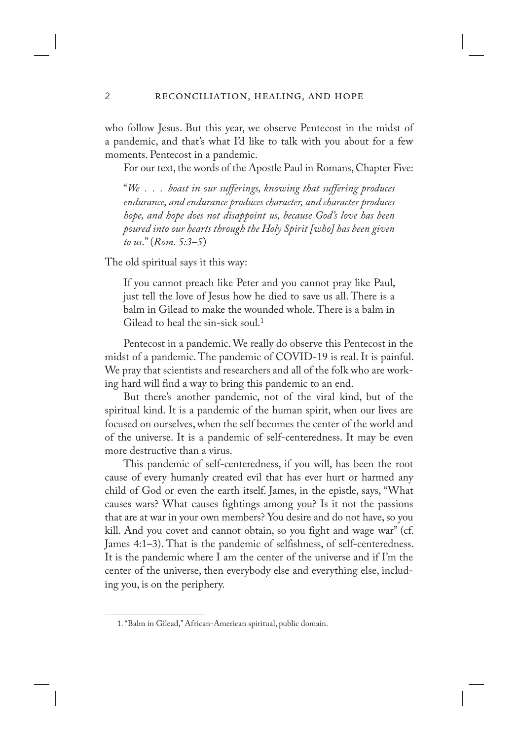who follow Jesus. But this year, we observe Pentecost in the midst of a pandemic, and that's what I'd like to talk with you about for a few moments. Pentecost in a pandemic.

For our text, the words of the Apostle Paul in Romans, Chapter Five:

> "*We . . . boast in our sufferings, knowing that suffering produces endurance, and endurance produces character, and character produces hope, and hope does not disappoint us, because God's love has been poured into our hearts through the Holy Spirit [who] has been given to us*." (*Rom. 5:3–5*)

The old spiritual says it this way:

> If you cannot preach like Peter and you cannot pray like Paul, just tell the love of Jesus how he died to save us all. There is a balm in Gilead to make the wounded whole. There is a balm in Gilead to heal the sin-sick soul.[1]

Pentecost in a pandemic. We really do observe this Pentecost in the midst of a pandemic. The pandemic of COVID-19 is real. It is painful. We pray that scientists and researchers and all of the folk who are working hard will find a way to bring this pandemic to an end.

But there's another pandemic, not of the viral kind, but of the spiritual kind. It is a pandemic of the human spirit, when our lives are focused on ourselves, when the self becomes the center of the world and of the universe. It is a pandemic of self-centeredness. It may be even more destructive than a virus.

This pandemic of self-centeredness, if you will, has been the root cause of every humanly created evil that has ever hurt or harmed any child of God or even the earth itself. James, in the epistle, says, "What causes wars? What causes fightings among you? Is it not the passions that are at war in your own members? You desire and do not have, so you kill. And you covet and cannot obtain, so you fight and wage war" (cf. James 4:1–3). That is the pandemic of selfishness, of self-centeredness. It is the pandemic where I am the center of the universe and if I'm the center of the universe, then everybody else and everything else, including you, is on the periphery.

1. "Balm in Gilead," African-American spiritual, public domain.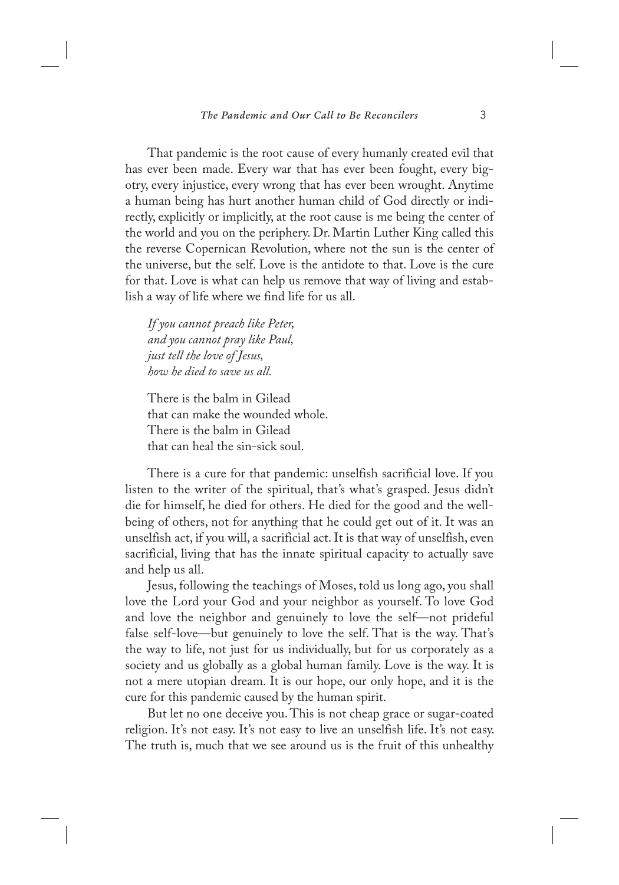That pandemic is the root cause of every humanly created evil that has ever been made. Every war that has ever been fought, every bigotry, every injustice, every wrong that has ever been wrought. Anytime a human being has hurt another human child of God directly or indirectly, explicitly or implicitly, at the root cause is me being the center of the world and you on the periphery. Dr. Martin Luther King called this the reverse Copernican Revolution, where not the sun is the center of the universe, but the self. Love is the antidote to that. Love is the cure for that. Love is what can help us remove that way of living and establish a way of life where we find life for us all.

*If you cannot preach like Peter,*
*and you cannot pray like Paul,*
*just tell the love of Jesus,*
*how he died to save us all.*

There is the balm in Gilead
that can make the wounded whole.
There is the balm in Gilead
that can heal the sin-sick soul.

There is a cure for that pandemic: unselfish sacrificial love. If you listen to the writer of the spiritual, that's what's grasped. Jesus didn't die for himself, he died for others. He died for the good and the well-being of others, not for anything that he could get out of it. It was an unselfish act, if you will, a sacrificial act. It is that way of unselfish, even sacrificial, living that has the innate spiritual capacity to actually save and help us all.

Jesus, following the teachings of Moses, told us long ago, you shall love the Lord your God and your neighbor as yourself. To love God and love the neighbor and genuinely to love the self—not prideful false self-love—but genuinely to love the self. That is the way. That's the way to life, not just for us individually, but for us corporately as a society and us globally as a global human family. Love is the way. It is not a mere utopian dream. It is our hope, our only hope, and it is the cure for this pandemic caused by the human spirit.

But let no one deceive you. This is not cheap grace or sugar-coated religion. It's not easy. It's not easy to live an unselfish life. It's not easy. The truth is, much that we see around us is the fruit of this unhealthy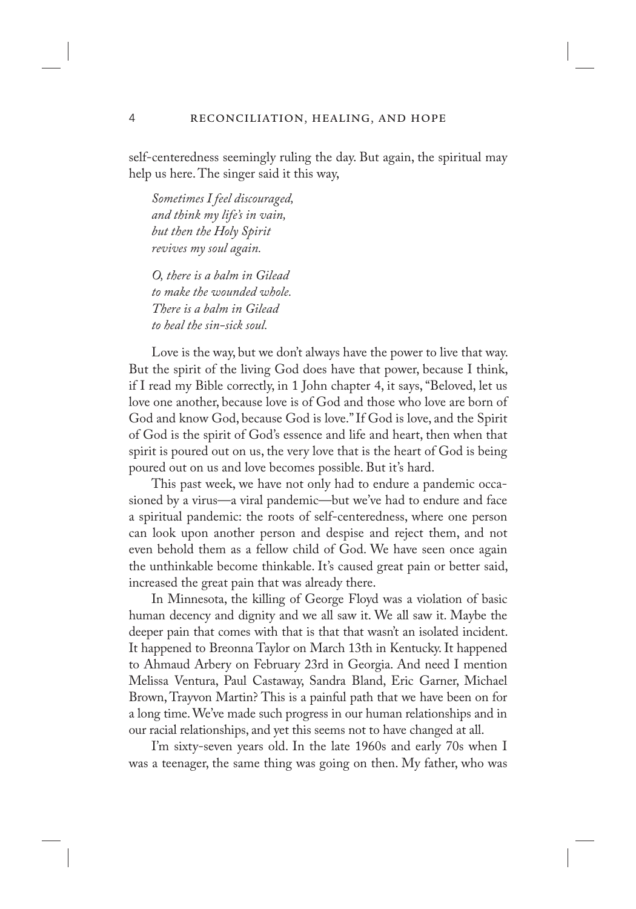self-centeredness seemingly ruling the day. But again, the spiritual may help us here. The singer said it this way,

*Sometimes I feel discouraged,*
*and think my life's in vain,*
*but then the Holy Spirit*
*revives my soul again.*

*O, there is a balm in Gilead*
*to make the wounded whole.*
*There is a balm in Gilead*
*to heal the sin-sick soul.*

Love is the way, but we don't always have the power to live that way. But the spirit of the living God does have that power, because I think, if I read my Bible correctly, in 1 John chapter 4, it says, "Beloved, let us love one another, because love is of God and those who love are born of God and know God, because God is love." If God is love, and the Spirit of God is the spirit of God's essence and life and heart, then when that spirit is poured out on us, the very love that is the heart of God is being poured out on us and love becomes possible. But it's hard.

This past week, we have not only had to endure a pandemic occasioned by a virus—a viral pandemic—but we've had to endure and face a spiritual pandemic: the roots of self-centeredness, where one person can look upon another person and despise and reject them, and not even behold them as a fellow child of God. We have seen once again the unthinkable become thinkable. It's caused great pain or better said, increased the great pain that was already there.

In Minnesota, the killing of George Floyd was a violation of basic human decency and dignity and we all saw it. We all saw it. Maybe the deeper pain that comes with that is that that wasn't an isolated incident. It happened to Breonna Taylor on March 13th in Kentucky. It happened to Ahmaud Arbery on February 23rd in Georgia. And need I mention Melissa Ventura, Paul Castaway, Sandra Bland, Eric Garner, Michael Brown, Trayvon Martin? This is a painful path that we have been on for a long time. We've made such progress in our human relationships and in our racial relationships, and yet this seems not to have changed at all.

I'm sixty-seven years old. In the late 1960s and early 70s when I was a teenager, the same thing was going on then. My father, who was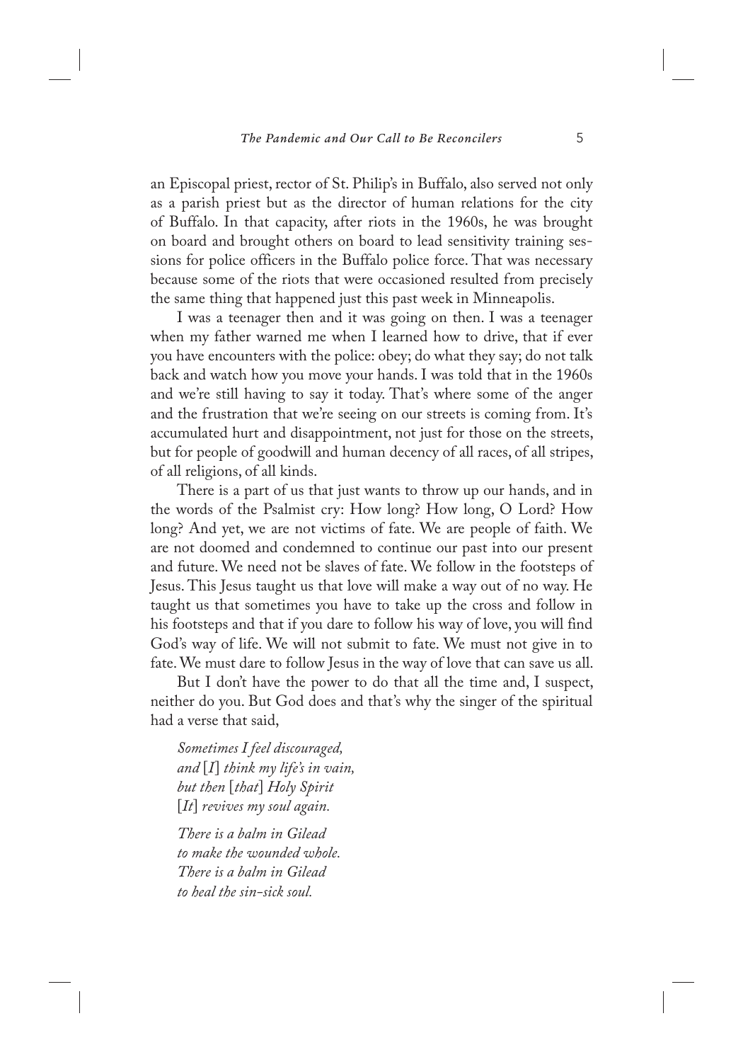an Episcopal priest, rector of St. Philip's in Buffalo, also served not only as a parish priest but as the director of human relations for the city of Buffalo. In that capacity, after riots in the 1960s, he was brought on board and brought others on board to lead sensitivity training sessions for police officers in the Buffalo police force. That was necessary because some of the riots that were occasioned resulted from precisely the same thing that happened just this past week in Minneapolis.

I was a teenager then and it was going on then. I was a teenager when my father warned me when I learned how to drive, that if ever you have encounters with the police: obey; do what they say; do not talk back and watch how you move your hands. I was told that in the 1960s and we're still having to say it today. That's where some of the anger and the frustration that we're seeing on our streets is coming from. It's accumulated hurt and disappointment, not just for those on the streets, but for people of goodwill and human decency of all races, of all stripes, of all religions, of all kinds.

There is a part of us that just wants to throw up our hands, and in the words of the Psalmist cry: How long? How long, O Lord? How long? And yet, we are not victims of fate. We are people of faith. We are not doomed and condemned to continue our past into our present and future. We need not be slaves of fate. We follow in the footsteps of Jesus. This Jesus taught us that love will make a way out of no way. He taught us that sometimes you have to take up the cross and follow in his footsteps and that if you dare to follow his way of love, you will find God's way of life. We will not submit to fate. We must not give in to fate. We must dare to follow Jesus in the way of love that can save us all.

But I don't have the power to do that all the time and, I suspect, neither do you. But God does and that's why the singer of the spiritual had a verse that said,

*Sometimes I feel discouraged,*
*and* [*I*] *think my life's in vain,*
*but then* [*that*] *Holy Spirit*
[*It*] *revives my soul again.*

*There is a balm in Gilead*
*to make the wounded whole.*
*There is a balm in Gilead*
*to heal the sin-sick soul.*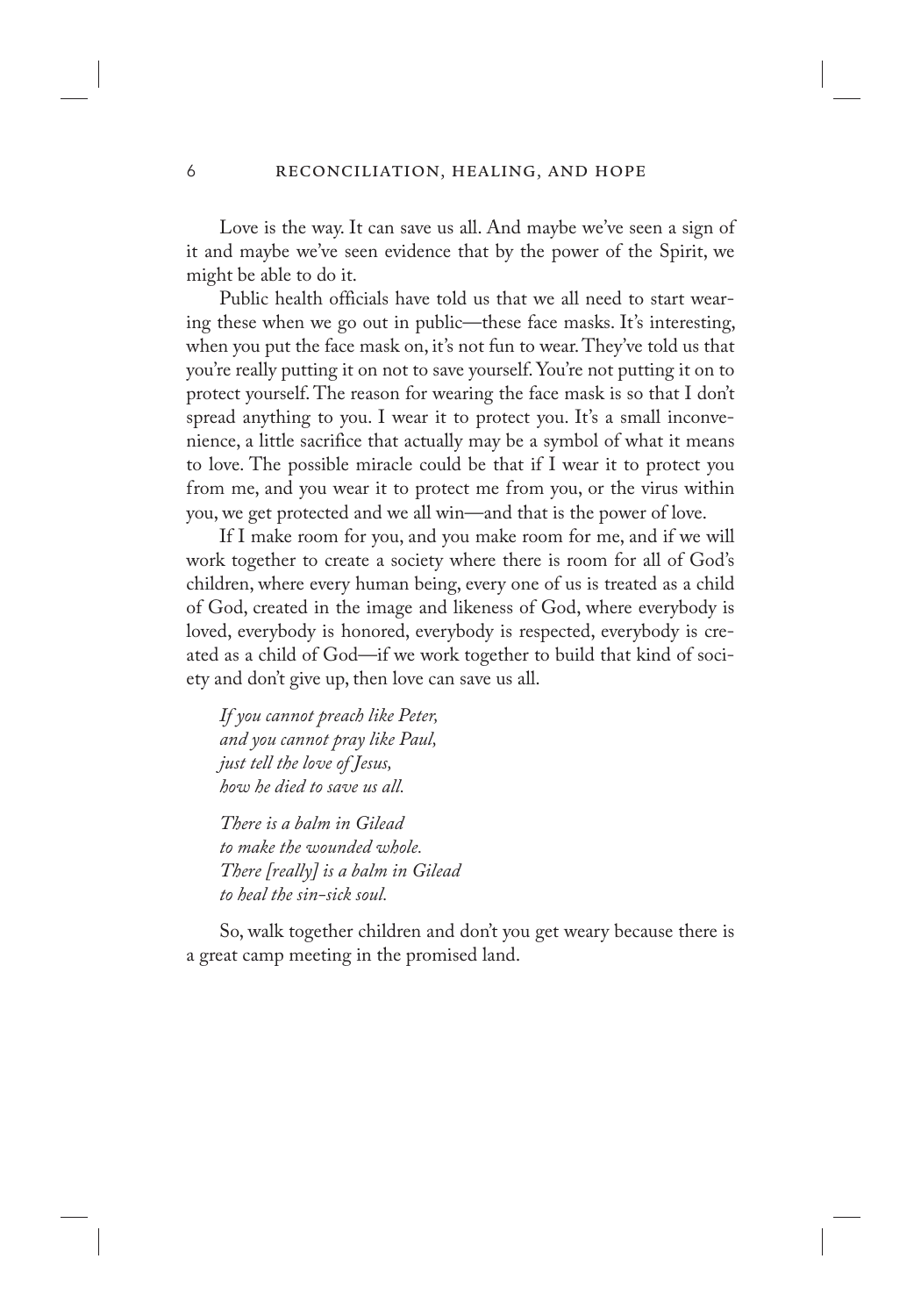Love is the way. It can save us all. And maybe we've seen a sign of it and maybe we've seen evidence that by the power of the Spirit, we might be able to do it.

Public health officials have told us that we all need to start wearing these when we go out in public—these face masks. It's interesting, when you put the face mask on, it's not fun to wear. They've told us that you're really putting it on not to save yourself. You're not putting it on to protect yourself. The reason for wearing the face mask is so that I don't spread anything to you. I wear it to protect you. It's a small inconvenience, a little sacrifice that actually may be a symbol of what it means to love. The possible miracle could be that if I wear it to protect you from me, and you wear it to protect me from you, or the virus within you, we get protected and we all win—and that is the power of love.

If I make room for you, and you make room for me, and if we will work together to create a society where there is room for all of God's children, where every human being, every one of us is treated as a child of God, created in the image and likeness of God, where everybody is loved, everybody is honored, everybody is respected, everybody is created as a child of God—if we work together to build that kind of society and don't give up, then love can save us all.

*If you cannot preach like Peter,*
*and you cannot pray like Paul,*
*just tell the love of Jesus,*
*how he died to save us all.*

*There is a balm in Gilead*
*to make the wounded whole.*
*There [really] is a balm in Gilead*
*to heal the sin-sick soul.*

So, walk together children and don't you get weary because there is a great camp meeting in the promised land.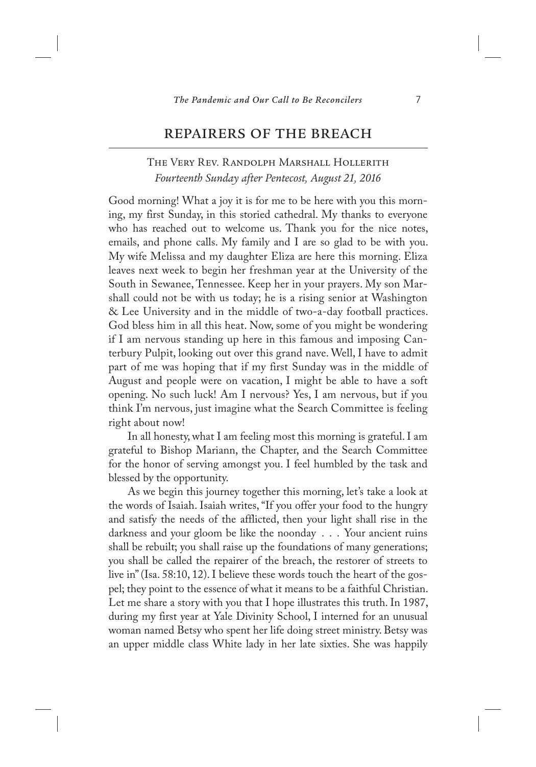## REPAIRERS OF THE BREACH

The Very Rev. Randolph Marshall Hollerith
*Fourteenth Sunday after Pentecost, August 21, 2016*

Good morning! What a joy it is for me to be here with you this morning, my first Sunday, in this storied cathedral. My thanks to everyone who has reached out to welcome us. Thank you for the nice notes, emails, and phone calls. My family and I are so glad to be with you. My wife Melissa and my daughter Eliza are here this morning. Eliza leaves next week to begin her freshman year at the University of the South in Sewanee, Tennessee. Keep her in your prayers. My son Marshall could not be with us today; he is a rising senior at Washington & Lee University and in the middle of two-a-day football practices. God bless him in all this heat. Now, some of you might be wondering if I am nervous standing up here in this famous and imposing Canterbury Pulpit, looking out over this grand nave. Well, I have to admit part of me was hoping that if my first Sunday was in the middle of August and people were on vacation, I might be able to have a soft opening. No such luck! Am I nervous? Yes, I am nervous, but if you think I'm nervous, just imagine what the Search Committee is feeling right about now!

In all honesty, what I am feeling most this morning is grateful. I am grateful to Bishop Mariann, the Chapter, and the Search Committee for the honor of serving amongst you. I feel humbled by the task and blessed by the opportunity.

As we begin this journey together this morning, let's take a look at the words of Isaiah. Isaiah writes, "If you offer your food to the hungry and satisfy the needs of the afflicted, then your light shall rise in the darkness and your gloom be like the noonday . . . Your ancient ruins shall be rebuilt; you shall raise up the foundations of many generations; you shall be called the repairer of the breach, the restorer of streets to live in" (Isa. 58:10, 12). I believe these words touch the heart of the gospel; they point to the essence of what it means to be a faithful Christian. Let me share a story with you that I hope illustrates this truth. In 1987, during my first year at Yale Divinity School, I interned for an unusual woman named Betsy who spent her life doing street ministry. Betsy was an upper middle class White lady in her late sixties. She was happily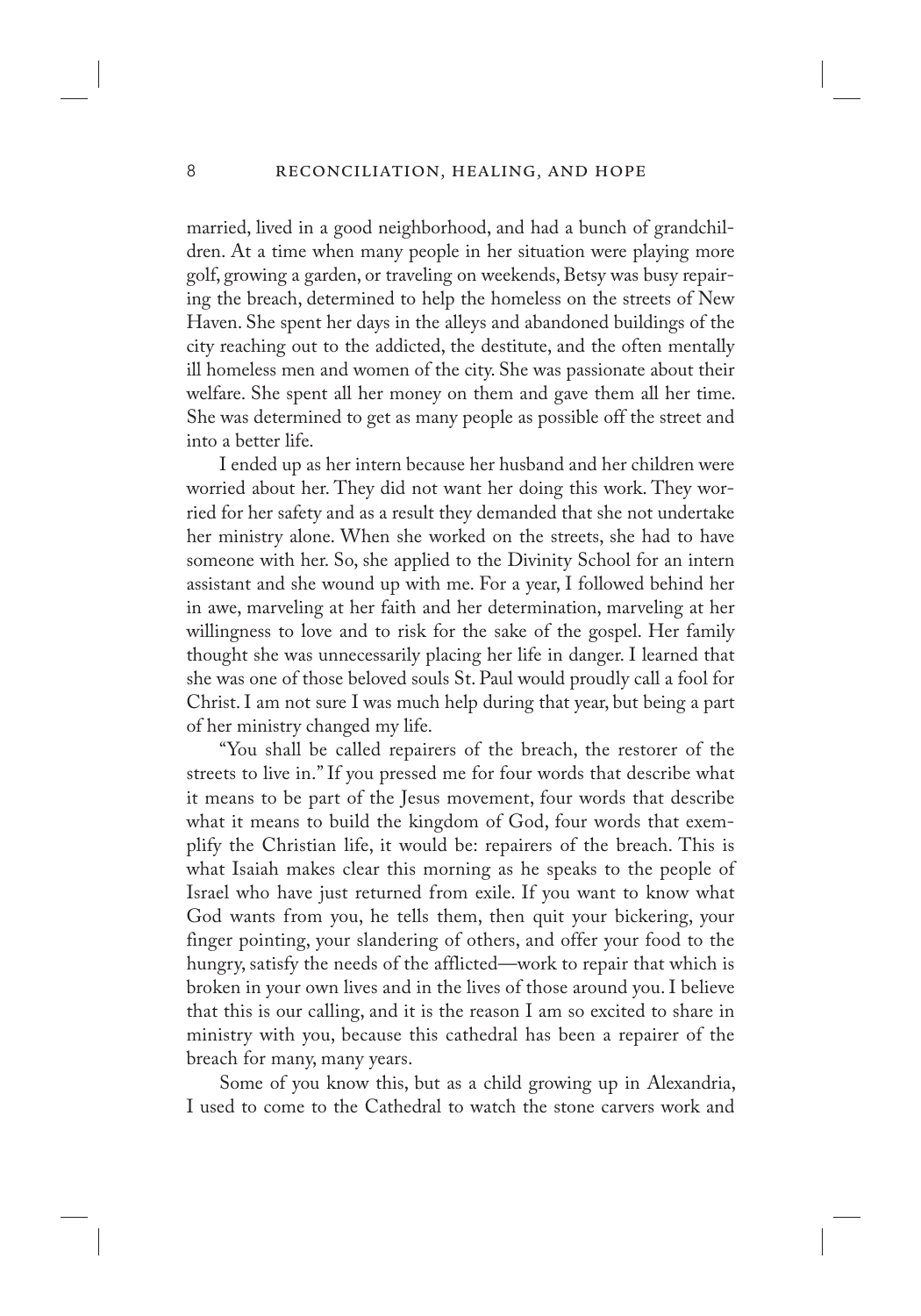married, lived in a good neighborhood, and had a bunch of grandchildren. At a time when many people in her situation were playing more golf, growing a garden, or traveling on weekends, Betsy was busy repairing the breach, determined to help the homeless on the streets of New Haven. She spent her days in the alleys and abandoned buildings of the city reaching out to the addicted, the destitute, and the often mentally ill homeless men and women of the city. She was passionate about their welfare. She spent all her money on them and gave them all her time. She was determined to get as many people as possible off the street and into a better life.

I ended up as her intern because her husband and her children were worried about her. They did not want her doing this work. They worried for her safety and as a result they demanded that she not undertake her ministry alone. When she worked on the streets, she had to have someone with her. So, she applied to the Divinity School for an intern assistant and she wound up with me. For a year, I followed behind her in awe, marveling at her faith and her determination, marveling at her willingness to love and to risk for the sake of the gospel. Her family thought she was unnecessarily placing her life in danger. I learned that she was one of those beloved souls St. Paul would proudly call a fool for Christ. I am not sure I was much help during that year, but being a part of her ministry changed my life.

"You shall be called repairers of the breach, the restorer of the streets to live in." If you pressed me for four words that describe what it means to be part of the Jesus movement, four words that describe what it means to build the kingdom of God, four words that exemplify the Christian life, it would be: repairers of the breach. This is what Isaiah makes clear this morning as he speaks to the people of Israel who have just returned from exile. If you want to know what God wants from you, he tells them, then quit your bickering, your finger pointing, your slandering of others, and offer your food to the hungry, satisfy the needs of the afflicted—work to repair that which is broken in your own lives and in the lives of those around you. I believe that this is our calling, and it is the reason I am so excited to share in ministry with you, because this cathedral has been a repairer of the breach for many, many years.

Some of you know this, but as a child growing up in Alexandria, I used to come to the Cathedral to watch the stone carvers work and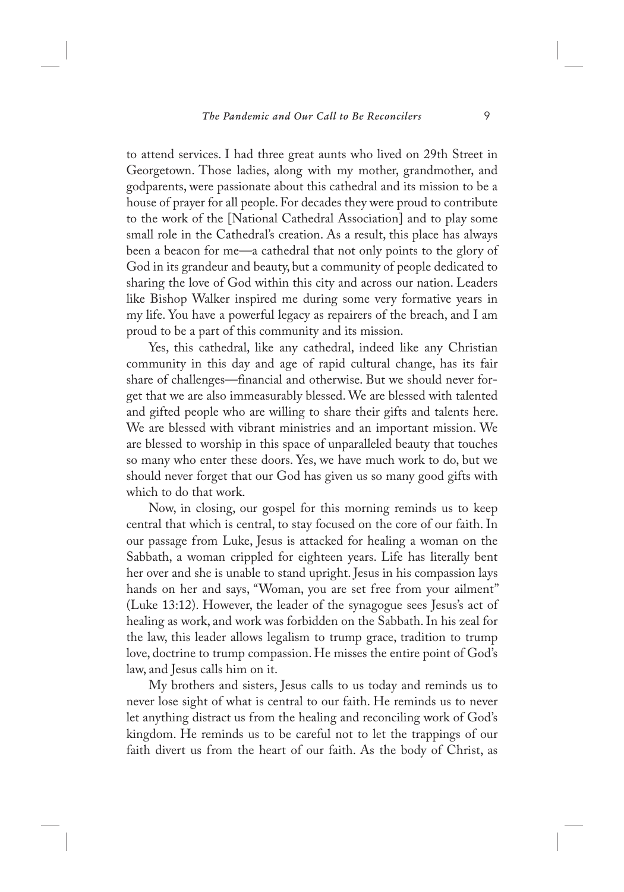to attend services. I had three great aunts who lived on 29th Street in Georgetown. Those ladies, along with my mother, grandmother, and godparents, were passionate about this cathedral and its mission to be a house of prayer for all people. For decades they were proud to contribute to the work of the [National Cathedral Association] and to play some small role in the Cathedral's creation. As a result, this place has always been a beacon for me—a cathedral that not only points to the glory of God in its grandeur and beauty, but a community of people dedicated to sharing the love of God within this city and across our nation. Leaders like Bishop Walker inspired me during some very formative years in my life. You have a powerful legacy as repairers of the breach, and I am proud to be a part of this community and its mission.

Yes, this cathedral, like any cathedral, indeed like any Christian community in this day and age of rapid cultural change, has its fair share of challenges—financial and otherwise. But we should never forget that we are also immeasurably blessed. We are blessed with talented and gifted people who are willing to share their gifts and talents here. We are blessed with vibrant ministries and an important mission. We are blessed to worship in this space of unparalleled beauty that touches so many who enter these doors. Yes, we have much work to do, but we should never forget that our God has given us so many good gifts with which to do that work.

Now, in closing, our gospel for this morning reminds us to keep central that which is central, to stay focused on the core of our faith. In our passage from Luke, Jesus is attacked for healing a woman on the Sabbath, a woman crippled for eighteen years. Life has literally bent her over and she is unable to stand upright. Jesus in his compassion lays hands on her and says, "Woman, you are set free from your ailment" (Luke 13:12). However, the leader of the synagogue sees Jesus's act of healing as work, and work was forbidden on the Sabbath. In his zeal for the law, this leader allows legalism to trump grace, tradition to trump love, doctrine to trump compassion. He misses the entire point of God's law, and Jesus calls him on it.

My brothers and sisters, Jesus calls to us today and reminds us to never lose sight of what is central to our faith. He reminds us to never let anything distract us from the healing and reconciling work of God's kingdom. He reminds us to be careful not to let the trappings of our faith divert us from the heart of our faith. As the body of Christ, as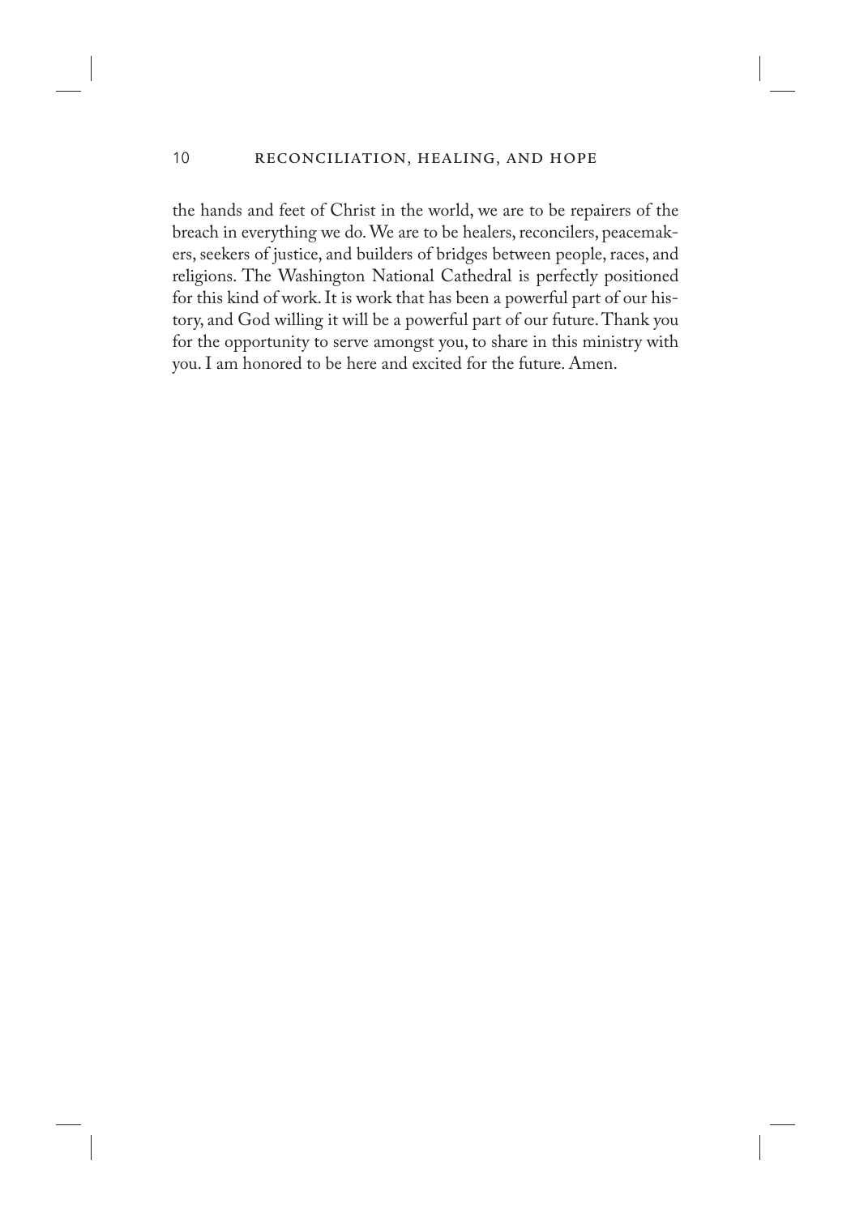the hands and feet of Christ in the world, we are to be repairers of the breach in everything we do. We are to be healers, reconcilers, peacemakers, seekers of justice, and builders of bridges between people, races, and religions. The Washington National Cathedral is perfectly positioned for this kind of work. It is work that has been a powerful part of our history, and God willing it will be a powerful part of our future. Thank you for the opportunity to serve amongst you, to share in this ministry with you. I am honored to be here and excited for the future. Amen.